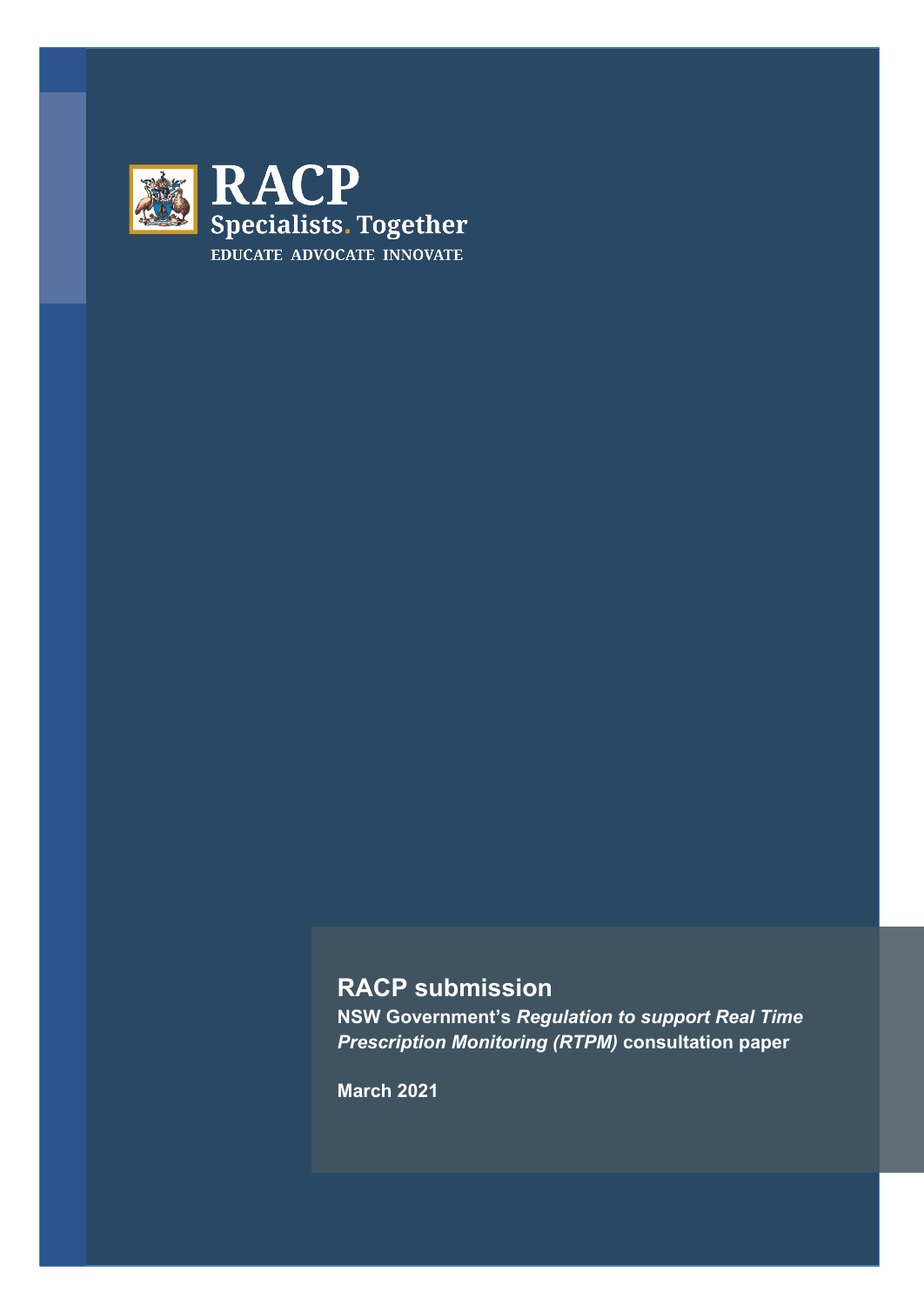RACP

Specialists. Together

EDUCATE ADVOCATE INNOVATE

# RACP submission

**NSW Government's *Regulation to support Real Time Prescription Monitoring (RTPM)* consultation paper**

**March 2021**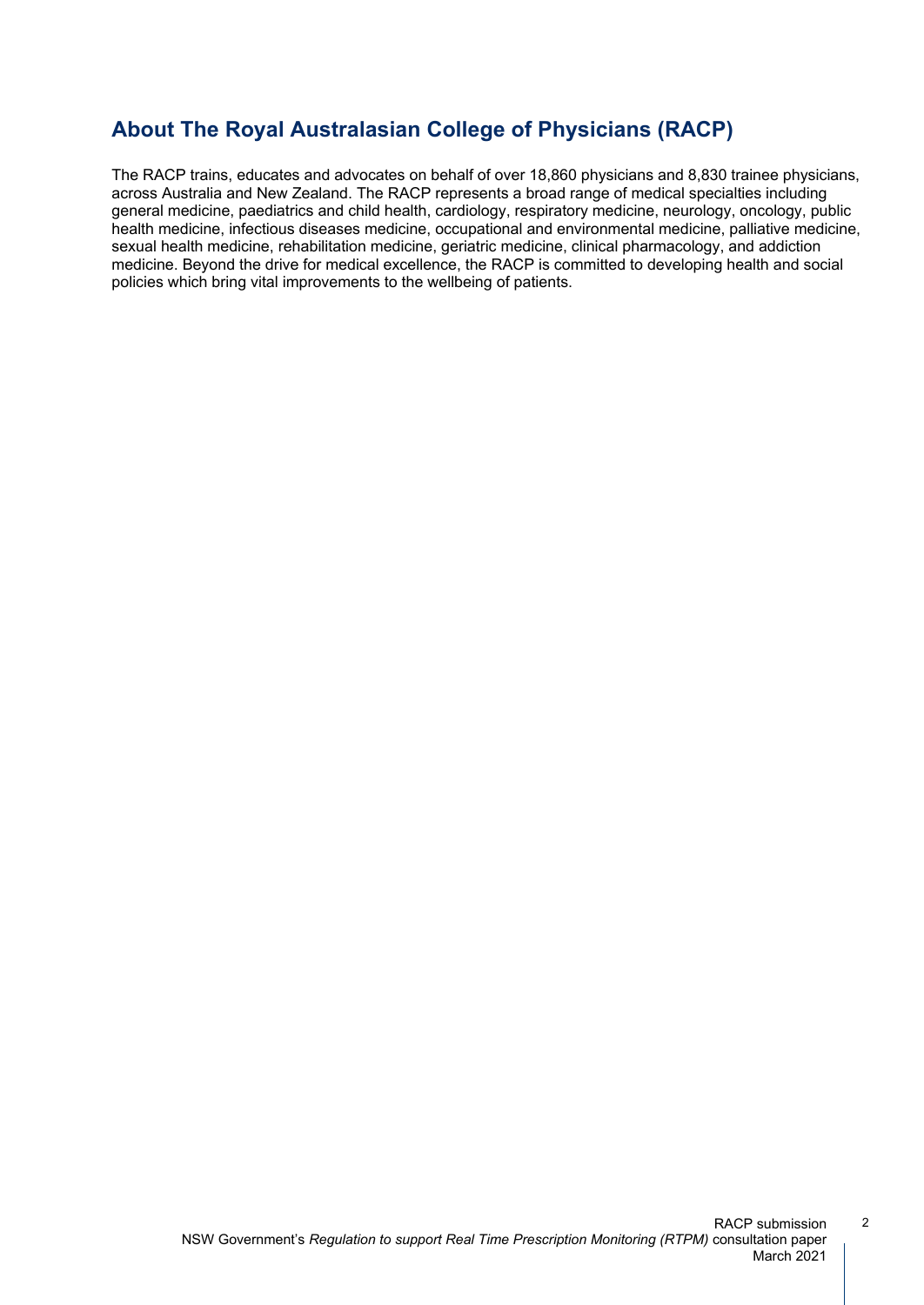## About The Royal Australasian College of Physicians (RACP)

The RACP trains, educates and advocates on behalf of over 18,860 physicians and 8,830 trainee physicians, across Australia and New Zealand. The RACP represents a broad range of medical specialties including general medicine, paediatrics and child health, cardiology, respiratory medicine, neurology, oncology, public health medicine, infectious diseases medicine, occupational and environmental medicine, palliative medicine, sexual health medicine, rehabilitation medicine, geriatric medicine, clinical pharmacology, and addiction medicine. Beyond the drive for medical excellence, the RACP is committed to developing health and social policies which bring vital improvements to the wellbeing of patients.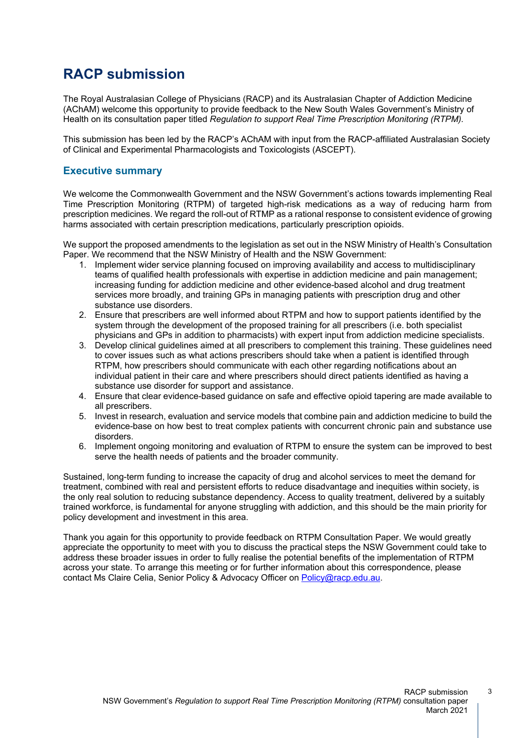# RACP submission

The Royal Australasian College of Physicians (RACP) and its Australasian Chapter of Addiction Medicine (AChAM) welcome this opportunity to provide feedback to the New South Wales Government's Ministry of Health on its consultation paper titled *Regulation to support Real Time Prescription Monitoring (RTPM).*

This submission has been led by the RACP's AChAM with input from the RACP-affiliated Australasian Society of Clinical and Experimental Pharmacologists and Toxicologists (ASCEPT).

## Executive summary

We welcome the Commonwealth Government and the NSW Government's actions towards implementing Real Time Prescription Monitoring (RTPM) of targeted high-risk medications as a way of reducing harm from prescription medicines. We regard the roll-out of RTMP as a rational response to consistent evidence of growing harms associated with certain prescription medications, particularly prescription opioids.

We support the proposed amendments to the legislation as set out in the NSW Ministry of Health's Consultation Paper. We recommend that the NSW Ministry of Health and the NSW Government:

1. Implement wider service planning focused on improving availability and access to multidisciplinary teams of qualified health professionals with expertise in addiction medicine and pain management; increasing funding for addiction medicine and other evidence-based alcohol and drug treatment services more broadly, and training GPs in managing patients with prescription drug and other substance use disorders.
2. Ensure that prescribers are well informed about RTPM and how to support patients identified by the system through the development of the proposed training for all prescribers (i.e. both specialist physicians and GPs in addition to pharmacists) with expert input from addiction medicine specialists.
3. Develop clinical guidelines aimed at all prescribers to complement this training. These guidelines need to cover issues such as what actions prescribers should take when a patient is identified through RTPM, how prescribers should communicate with each other regarding notifications about an individual patient in their care and where prescribers should direct patients identified as having a substance use disorder for support and assistance.
4. Ensure that clear evidence-based guidance on safe and effective opioid tapering are made available to all prescribers.
5. Invest in research, evaluation and service models that combine pain and addiction medicine to build the evidence-base on how best to treat complex patients with concurrent chronic pain and substance use disorders.
6. Implement ongoing monitoring and evaluation of RTPM to ensure the system can be improved to best serve the health needs of patients and the broader community.

Sustained, long-term funding to increase the capacity of drug and alcohol services to meet the demand for treatment, combined with real and persistent efforts to reduce disadvantage and inequities within society, is the only real solution to reducing substance dependency. Access to quality treatment, delivered by a suitably trained workforce, is fundamental for anyone struggling with addiction, and this should be the main priority for policy development and investment in this area.

Thank you again for this opportunity to provide feedback on RTPM Consultation Paper. We would greatly appreciate the opportunity to meet with you to discuss the practical steps the NSW Government could take to address these broader issues in order to fully realise the potential benefits of the implementation of RTPM across your state. To arrange this meeting or for further information about this correspondence, please contact Ms Claire Celia, Senior Policy & Advocacy Officer on Policy@racp.edu.au.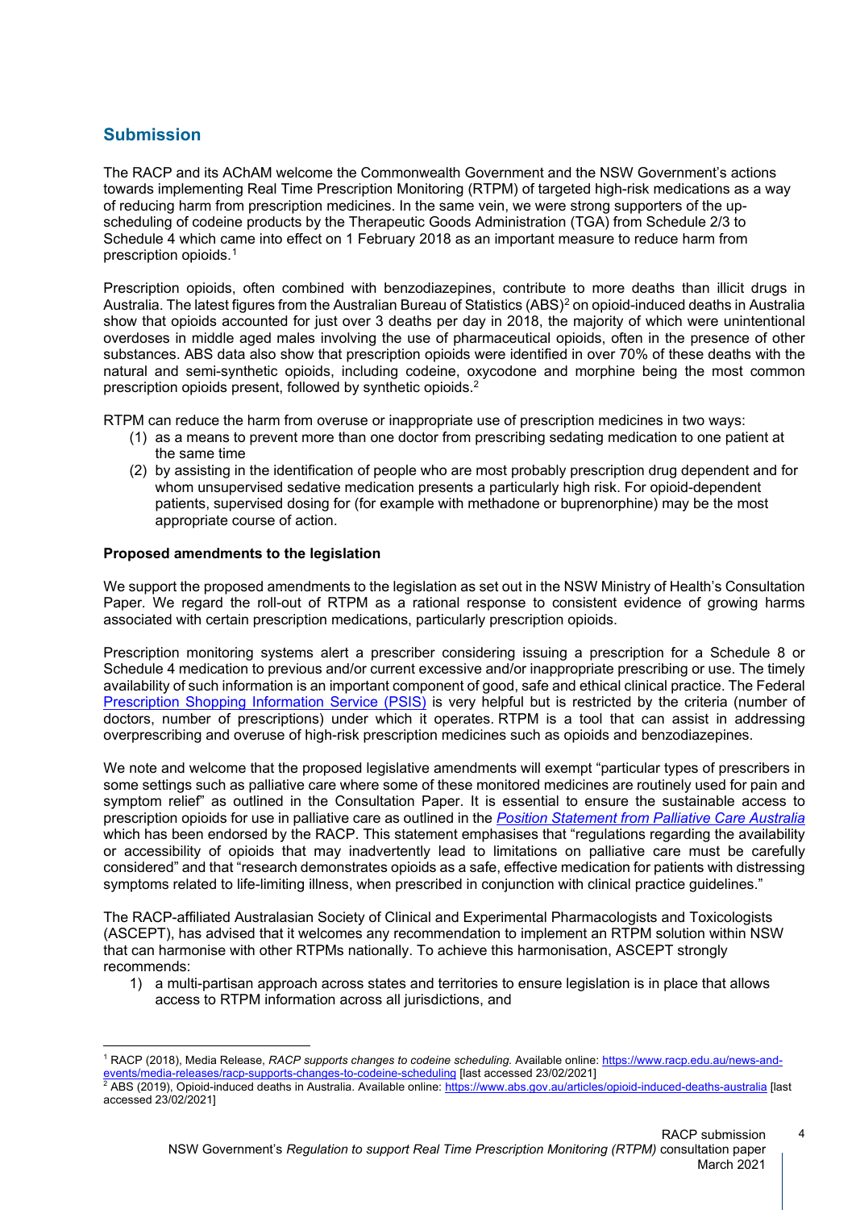## Submission

The RACP and its AChAM welcome the Commonwealth Government and the NSW Government's actions towards implementing Real Time Prescription Monitoring (RTPM) of targeted high-risk medications as a way of reducing harm from prescription medicines. In the same vein, we were strong supporters of the up-scheduling of codeine products by the Therapeutic Goods Administration (TGA) from Schedule 2/3 to Schedule 4 which came into effect on 1 February 2018 as an important measure to reduce harm from prescription opioids.[1]

Prescription opioids, often combined with benzodiazepines, contribute to more deaths than illicit drugs in Australia. The latest figures from the Australian Bureau of Statistics (ABS)[2] on opioid-induced deaths in Australia show that opioids accounted for just over 3 deaths per day in 2018, the majority of which were unintentional overdoses in middle aged males involving the use of pharmaceutical opioids, often in the presence of other substances. ABS data also show that prescription opioids were identified in over 70% of these deaths with the natural and semi-synthetic opioids, including codeine, oxycodone and morphine being the most common prescription opioids present, followed by synthetic opioids.[2]

RTPM can reduce the harm from overuse or inappropriate use of prescription medicines in two ways:

1) as a means to prevent more than one doctor from prescribing sedating medication to one patient at the same time
2) by assisting in the identification of people who are most probably prescription drug dependent and for whom unsupervised sedative medication presents a particularly high risk. For opioid-dependent patients, supervised dosing for (for example with methadone or buprenorphine) may be the most appropriate course of action.

**Proposed amendments to the legislation**

We support the proposed amendments to the legislation as set out in the NSW Ministry of Health's Consultation Paper. We regard the roll-out of RTPM as a rational response to consistent evidence of growing harms associated with certain prescription medications, particularly prescription opioids.

Prescription monitoring systems alert a prescriber considering issuing a prescription for a Schedule 8 or Schedule 4 medication to previous and/or current excessive and/or inappropriate prescribing or use. The timely availability of such information is an important component of good, safe and ethical clinical practice. The Federal Prescription Shopping Information Service (PSIS) is very helpful but is restricted by the criteria (number of doctors, number of prescriptions) under which it operates. RTPM is a tool that can assist in addressing overprescribing and overuse of high-risk prescription medicines such as opioids and benzodiazepines.

We note and welcome that the proposed legislative amendments will exempt "particular types of prescribers in some settings such as palliative care where some of these monitored medicines are routinely used for pain and symptom relief" as outlined in the Consultation Paper. It is essential to ensure the sustainable access to prescription opioids for use in palliative care as outlined in the *Position Statement from Palliative Care Australia* which has been endorsed by the RACP. This statement emphasises that "regulations regarding the availability or accessibility of opioids that may inadvertently lead to limitations on palliative care must be carefully considered" and that "research demonstrates opioids as a safe, effective medication for patients with distressing symptoms related to life-limiting illness, when prescribed in conjunction with clinical practice guidelines."

The RACP-affiliated Australasian Society of Clinical and Experimental Pharmacologists and Toxicologists (ASCEPT), has advised that it welcomes any recommendation to implement an RTPM solution within NSW that can harmonise with other RTPMs nationally. To achieve this harmonisation, ASCEPT strongly recommends:

1) a multi-partisan approach across states and territories to ensure legislation is in place that allows access to RTPM information across all jurisdictions, and

---

[1] RACP (2018), Media Release, *RACP supports changes to codeine scheduling.* Available online: https://www.racp.edu.au/news-and-events/media-releases/racp-supports-changes-to-codeine-scheduling [last accessed 23/02/2021]

[2] ABS (2019), Opioid-induced deaths in Australia. Available online: https://www.abs.gov.au/articles/opioid-induced-deaths-australia [last accessed 23/02/2021]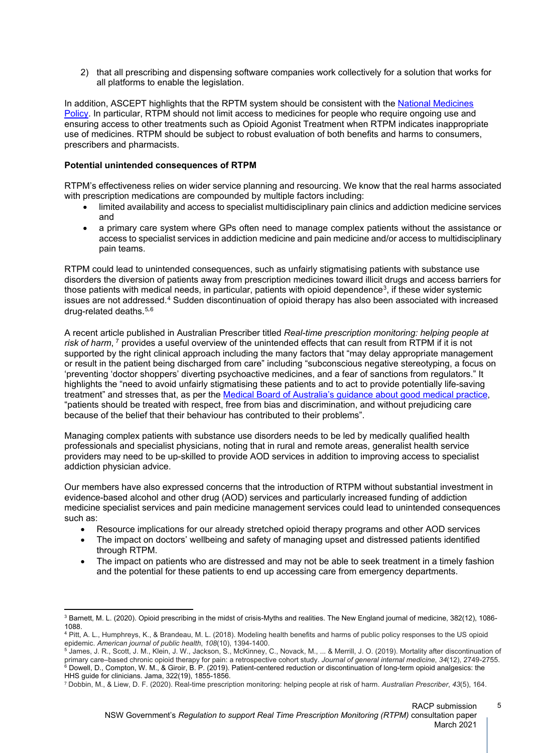2) that all prescribing and dispensing software companies work collectively for a solution that works for all platforms to enable the legislation.

In addition, ASCEPT highlights that the RPTM system should be consistent with the [National Medicines Policy](). In particular, RTPM should not limit access to medicines for people who require ongoing use and ensuring access to other treatments such as Opioid Agonist Treatment when RTPM indicates inappropriate use of medicines. RTPM should be subject to robust evaluation of both benefits and harms to consumers, prescribers and pharmacists.

**Potential unintended consequences of RTPM**

RTPM's effectiveness relies on wider service planning and resourcing. We know that the real harms associated with prescription medications are compounded by multiple factors including:

- limited availability and access to specialist multidisciplinary pain clinics and addiction medicine services and
- a primary care system where GPs often need to manage complex patients without the assistance or access to specialist services in addiction medicine and pain medicine and/or access to multidisciplinary pain teams.

RTPM could lead to unintended consequences, such as unfairly stigmatising patients with substance use disorders the diversion of patients away from prescription medicines toward illicit drugs and access barriers for those patients with medical needs, in particular, patients with opioid dependence[3], if these wider systemic issues are not addressed.[4] Sudden discontinuation of opioid therapy has also been associated with increased drug-related deaths.[5,6]

A recent article published in Australian Prescriber titled *Real-time prescription monitoring: helping people at risk of harm*, [7] provides a useful overview of the unintended effects that can result from RTPM if it is not supported by the right clinical approach including the many factors that "may delay appropriate management or result in the patient being discharged from care" including "subconscious negative stereotyping, a focus on 'preventing 'doctor shoppers' diverting psychoactive medicines, and a fear of sanctions from regulators." It highlights the "need to avoid unfairly stigmatising these patients and to act to provide potentially life-saving treatment" and stresses that, as per the [Medical Board of Australia's guidance about good medical practice](), "patients should be treated with respect, free from bias and discrimination, and without prejudicing care because of the belief that their behaviour has contributed to their problems".

Managing complex patients with substance use disorders needs to be led by medically qualified health professionals and specialist physicians, noting that in rural and remote areas, generalist health service providers may need to be up-skilled to provide AOD services in addition to improving access to specialist addiction physician advice.

Our members have also expressed concerns that the introduction of RTPM without substantial investment in evidence-based alcohol and other drug (AOD) services and particularly increased funding of addiction medicine specialist services and pain medicine management services could lead to unintended consequences such as:

- Resource implications for our already stretched opioid therapy programs and other AOD services
- The impact on doctors' wellbeing and safety of managing upset and distressed patients identified through RTPM.
- The impact on patients who are distressed and may not be able to seek treatment in a timely fashion and the potential for these patients to end up accessing care from emergency departments.

---

[3] Barnett, M. L. (2020). Opioid prescribing in the midst of crisis-Myths and realities. The New England journal of medicine, 382(12), 1086-1088.

[4] Pitt, A. L., Humphreys, K., & Brandeau, M. L. (2018). Modeling health benefits and harms of public policy responses to the US opioid epidemic. *American journal of public health*, *108*(10), 1394-1400.

[5] James, J. R., Scott, J. M., Klein, J. W., Jackson, S., McKinney, C., Novack, M., ... & Merrill, J. O. (2019). Mortality after discontinuation of primary care–based chronic opioid therapy for pain: a retrospective cohort study. *Journal of general internal medicine*, *34*(12), 2749-2755.

[6] Dowell, D., Compton, W. M., & Giroir, B. P. (2019). Patient-centered reduction or discontinuation of long-term opioid analgesics: the HHS guide for clinicians. Jama, 322(19), 1855-1856.

[7] Dobbin, M., & Liew, D. F. (2020). Real-time prescription monitoring: helping people at risk of harm. *Australian Prescriber*, *43*(5), 164.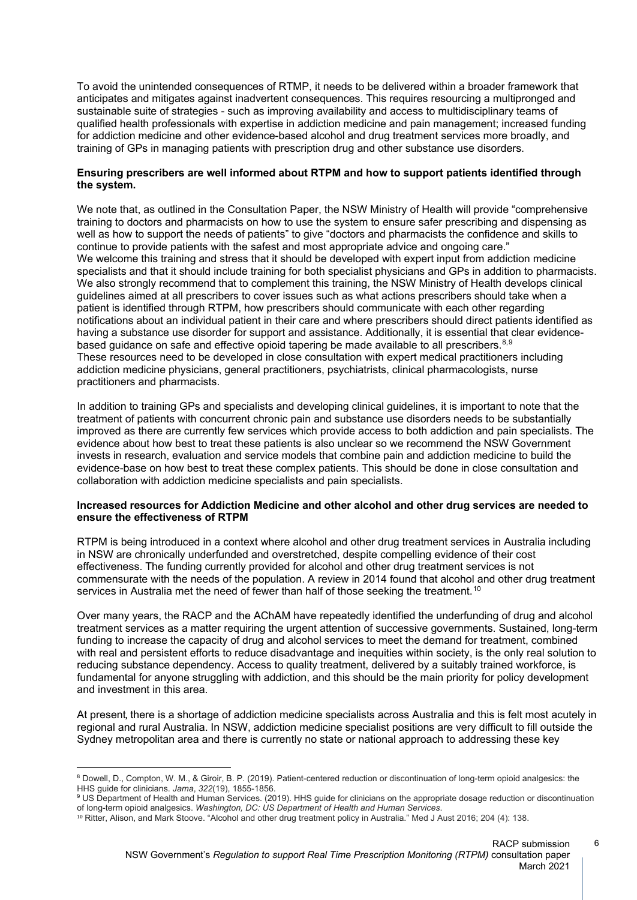To avoid the unintended consequences of RTMP, it needs to be delivered within a broader framework that anticipates and mitigates against inadvertent consequences. This requires resourcing a multipronged and sustainable suite of strategies - such as improving availability and access to multidisciplinary teams of qualified health professionals with expertise in addiction medicine and pain management; increased funding for addiction medicine and other evidence-based alcohol and drug treatment services more broadly, and training of GPs in managing patients with prescription drug and other substance use disorders.

**Ensuring prescribers are well informed about RTPM and how to support patients identified through the system.**

We note that, as outlined in the Consultation Paper, the NSW Ministry of Health will provide "comprehensive training to doctors and pharmacists on how to use the system to ensure safer prescribing and dispensing as well as how to support the needs of patients" to give "doctors and pharmacists the confidence and skills to continue to provide patients with the safest and most appropriate advice and ongoing care."
We welcome this training and stress that it should be developed with expert input from addiction medicine specialists and that it should include training for both specialist physicians and GPs in addition to pharmacists. We also strongly recommend that to complement this training, the NSW Ministry of Health develops clinical guidelines aimed at all prescribers to cover issues such as what actions prescribers should take when a patient is identified through RTPM, how prescribers should communicate with each other regarding notifications about an individual patient in their care and where prescribers should direct patients identified as having a substance use disorder for support and assistance. Additionally, it is essential that clear evidence-based guidance on safe and effective opioid tapering be made available to all prescribers.[8,9]
These resources need to be developed in close consultation with expert medical practitioners including addiction medicine physicians, general practitioners, psychiatrists, clinical pharmacologists, nurse practitioners and pharmacists.

In addition to training GPs and specialists and developing clinical guidelines, it is important to note that the treatment of patients with concurrent chronic pain and substance use disorders needs to be substantially improved as there are currently few services which provide access to both addiction and pain specialists. The evidence about how best to treat these patients is also unclear so we recommend the NSW Government invests in research, evaluation and service models that combine pain and addiction medicine to build the evidence-base on how best to treat these complex patients. This should be done in close consultation and collaboration with addiction medicine specialists and pain specialists.

**Increased resources for Addiction Medicine and other alcohol and other drug services are needed to ensure the effectiveness of RTPM**

RTPM is being introduced in a context where alcohol and other drug treatment services in Australia including in NSW are chronically underfunded and overstretched, despite compelling evidence of their cost effectiveness. The funding currently provided for alcohol and other drug treatment services is not commensurate with the needs of the population. A review in 2014 found that alcohol and other drug treatment services in Australia met the need of fewer than half of those seeking the treatment.[10]

Over many years, the RACP and the AChAM have repeatedly identified the underfunding of drug and alcohol treatment services as a matter requiring the urgent attention of successive governments. Sustained, long-term funding to increase the capacity of drug and alcohol services to meet the demand for treatment, combined with real and persistent efforts to reduce disadvantage and inequities within society, is the only real solution to reducing substance dependency. Access to quality treatment, delivered by a suitably trained workforce, is fundamental for anyone struggling with addiction, and this should be the main priority for policy development and investment in this area.

At present, there is a shortage of addiction medicine specialists across Australia and this is felt most acutely in regional and rural Australia. In NSW, addiction medicine specialist positions are very difficult to fill outside the Sydney metropolitan area and there is currently no state or national approach to addressing these key

---

[8] Dowell, D., Compton, W. M., & Giroir, B. P. (2019). Patient-centered reduction or discontinuation of long-term opioid analgesics: the HHS guide for clinicians. *Jama*, *322*(19), 1855-1856.

[9] US Department of Health and Human Services. (2019). HHS guide for clinicians on the appropriate dosage reduction or discontinuation of long-term opioid analgesics. *Washington, DC: US Department of Health and Human Services*.

[10] Ritter, Alison, and Mark Stoove. "Alcohol and other drug treatment policy in Australia." Med J Aust 2016; 204 (4): 138.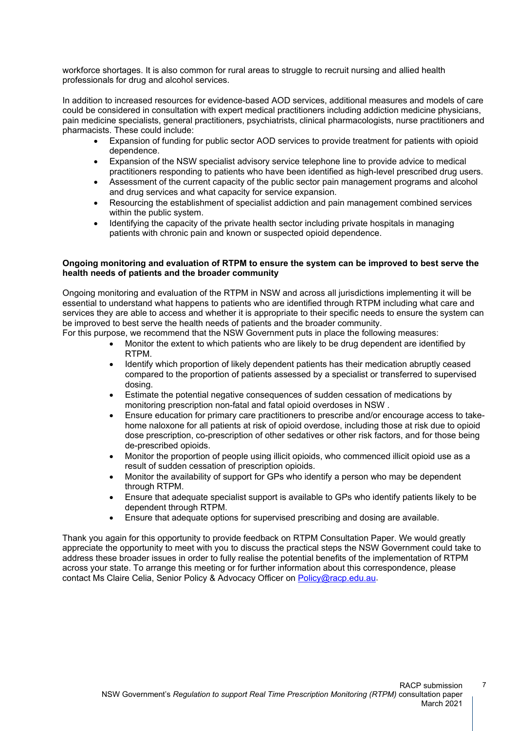workforce shortages. It is also common for rural areas to struggle to recruit nursing and allied health professionals for drug and alcohol services.

In addition to increased resources for evidence-based AOD services, additional measures and models of care could be considered in consultation with expert medical practitioners including addiction medicine physicians, pain medicine specialists, general practitioners, psychiatrists, clinical pharmacologists, nurse practitioners and pharmacists. These could include:

- Expansion of funding for public sector AOD services to provide treatment for patients with opioid dependence.
- Expansion of the NSW specialist advisory service telephone line to provide advice to medical practitioners responding to patients who have been identified as high-level prescribed drug users.
- Assessment of the current capacity of the public sector pain management programs and alcohol and drug services and what capacity for service expansion.
- Resourcing the establishment of specialist addiction and pain management combined services within the public system.
- Identifying the capacity of the private health sector including private hospitals in managing patients with chronic pain and known or suspected opioid dependence.

**Ongoing monitoring and evaluation of RTPM to ensure the system can be improved to best serve the health needs of patients and the broader community**

Ongoing monitoring and evaluation of the RTPM in NSW and across all jurisdictions implementing it will be essential to understand what happens to patients who are identified through RTPM including what care and services they are able to access and whether it is appropriate to their specific needs to ensure the system can be improved to best serve the health needs of patients and the broader community.
For this purpose, we recommend that the NSW Government puts in place the following measures:

- Monitor the extent to which patients who are likely to be drug dependent are identified by RTPM.
- Identify which proportion of likely dependent patients has their medication abruptly ceased compared to the proportion of patients assessed by a specialist or transferred to supervised dosing.
- Estimate the potential negative consequences of sudden cessation of medications by monitoring prescription non-fatal and fatal opioid overdoses in NSW .
- Ensure education for primary care practitioners to prescribe and/or encourage access to take-home naloxone for all patients at risk of opioid overdose, including those at risk due to opioid dose prescription, co-prescription of other sedatives or other risk factors, and for those being de-prescribed opioids.
- Monitor the proportion of people using illicit opioids, who commenced illicit opioid use as a result of sudden cessation of prescription opioids.
- Monitor the availability of support for GPs who identify a person who may be dependent through RTPM.
- Ensure that adequate specialist support is available to GPs who identify patients likely to be dependent through RTPM.
- Ensure that adequate options for supervised prescribing and dosing are available.

Thank you again for this opportunity to provide feedback on RTPM Consultation Paper. We would greatly appreciate the opportunity to meet with you to discuss the practical steps the NSW Government could take to address these broader issues in order to fully realise the potential benefits of the implementation of RTPM across your state. To arrange this meeting or for further information about this correspondence, please contact Ms Claire Celia, Senior Policy & Advocacy Officer on Policy@racp.edu.au.